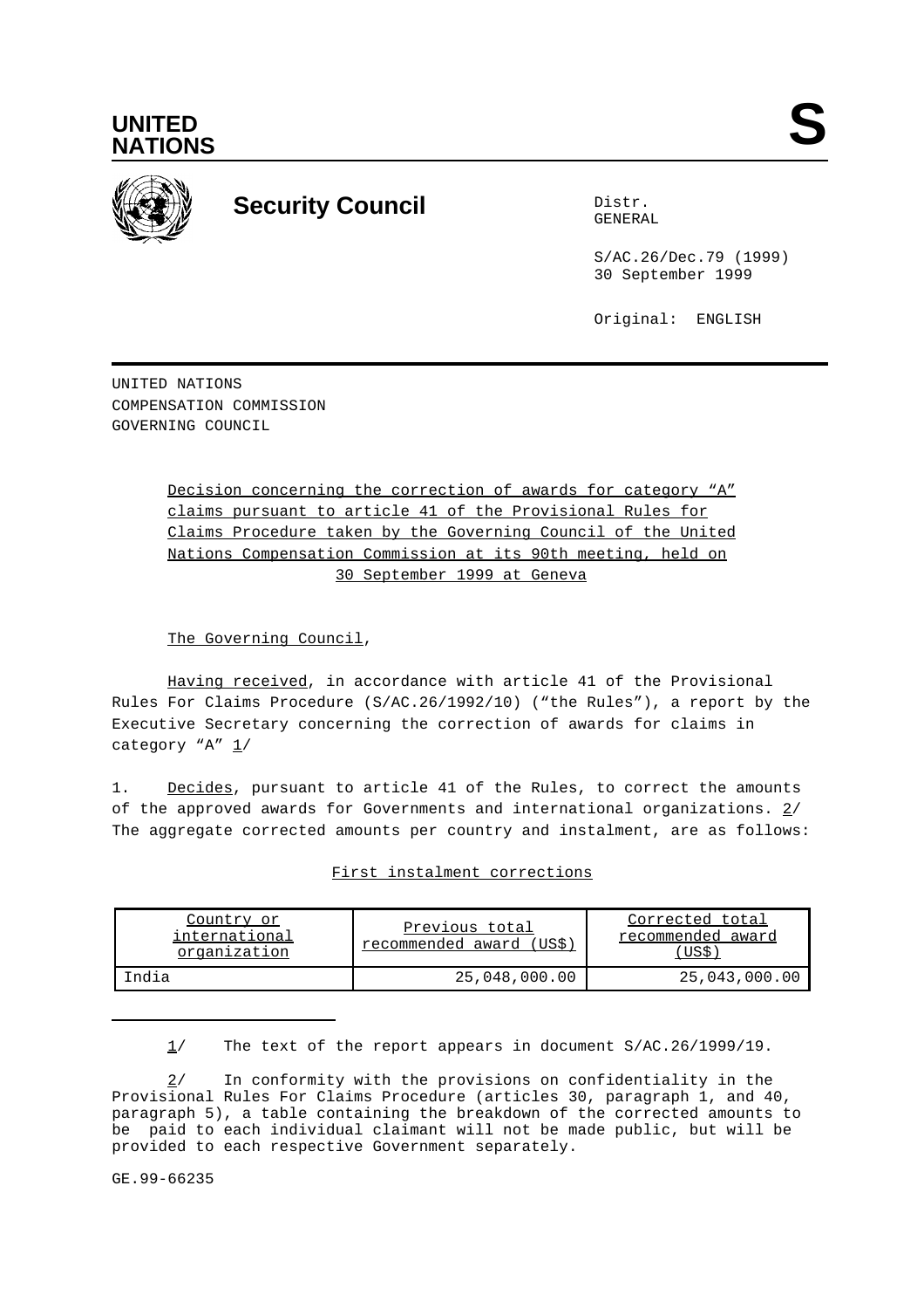# UNITED NATIONS

# Security Council

Distr.
GENERAL

S/AC.26/Dec.79 (1999)
30 September 1999

Original: ENGLISH

UNITED NATIONS
COMPENSATION COMMISSION
GOVERNING COUNCIL

Decision concerning the correction of awards for category "A" claims pursuant to article 41 of the Provisional Rules for Claims Procedure taken by the Governing Council of the United Nations Compensation Commission at its 90th meeting, held on 30 September 1999 at Geneva

The Governing Council,

Having received, in accordance with article 41 of the Provisional Rules For Claims Procedure (S/AC.26/1992/10) ("the Rules"), a report by the Executive Secretary concerning the correction of awards for claims in category "A" 1/

1. Decides, pursuant to article 41 of the Rules, to correct the amounts of the approved awards for Governments and international organizations. 2/ The aggregate corrected amounts per country and instalment, are as follows:

First instalment corrections

| Country or international organization | Previous total recommended award (US$) | Corrected total recommended award (US$) |
|---|---|---|
| India | 25,048,000.00 | 25,043,000.00 |

1/ The text of the report appears in document S/AC.26/1999/19.

2/ In conformity with the provisions on confidentiality in the Provisional Rules For Claims Procedure (articles 30, paragraph 1, and 40, paragraph 5), a table containing the breakdown of the corrected amounts to be paid to each individual claimant will not be made public, but will be provided to each respective Government separately.

GE.99-66235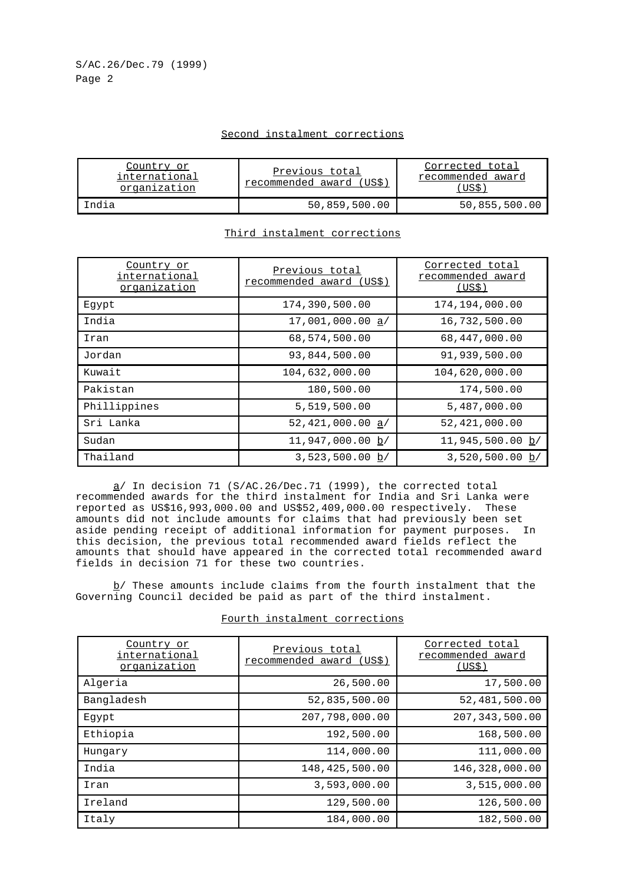Second instalment corrections

| Country or international organization | Previous total recommended award (US$) | Corrected total recommended award (US$) |
|---|---|---|
| India | 50,859,500.00 | 50,855,500.00 |

Third instalment corrections

| Country or international organization | Previous total recommended award (US$) | Corrected total recommended award (US$) |
|---|---|---|
| Egypt | 174,390,500.00 | 174,194,000.00 |
| India | 17,001,000.00 a/ | 16,732,500.00 |
| Iran | 68,574,500.00 | 68,447,000.00 |
| Jordan | 93,844,500.00 | 91,939,500.00 |
| Kuwait | 104,632,000.00 | 104,620,000.00 |
| Pakistan | 180,500.00 | 174,500.00 |
| Phillippines | 5,519,500.00 | 5,487,000.00 |
| Sri Lanka | 52,421,000.00 a/ | 52,421,000.00 |
| Sudan | 11,947,000.00 b/ | 11,945,500.00 b/ |
| Thailand | 3,523,500.00 b/ | 3,520,500.00 b/ |

a/ In decision 71 (S/AC.26/Dec.71 (1999), the corrected total recommended awards for the third instalment for India and Sri Lanka were reported as US$16,993,000.00 and US$52,409,000.00 respectively. These amounts did not include amounts for claims that had previously been set aside pending receipt of additional information for payment purposes. In this decision, the previous total recommended award fields reflect the amounts that should have appeared in the corrected total recommended award fields in decision 71 for these two countries.

b/ These amounts include claims from the fourth instalment that the Governing Council decided be paid as part of the third instalment.

Fourth instalment corrections

| Country or international organization | Previous total recommended award (US$) | Corrected total recommended award (US$) |
|---|---|---|
| Algeria | 26,500.00 | 17,500.00 |
| Bangladesh | 52,835,500.00 | 52,481,500.00 |
| Egypt | 207,798,000.00 | 207,343,500.00 |
| Ethiopia | 192,500.00 | 168,500.00 |
| Hungary | 114,000.00 | 111,000.00 |
| India | 148,425,500.00 | 146,328,000.00 |
| Iran | 3,593,000.00 | 3,515,000.00 |
| Ireland | 129,500.00 | 126,500.00 |
| Italy | 184,000.00 | 182,500.00 |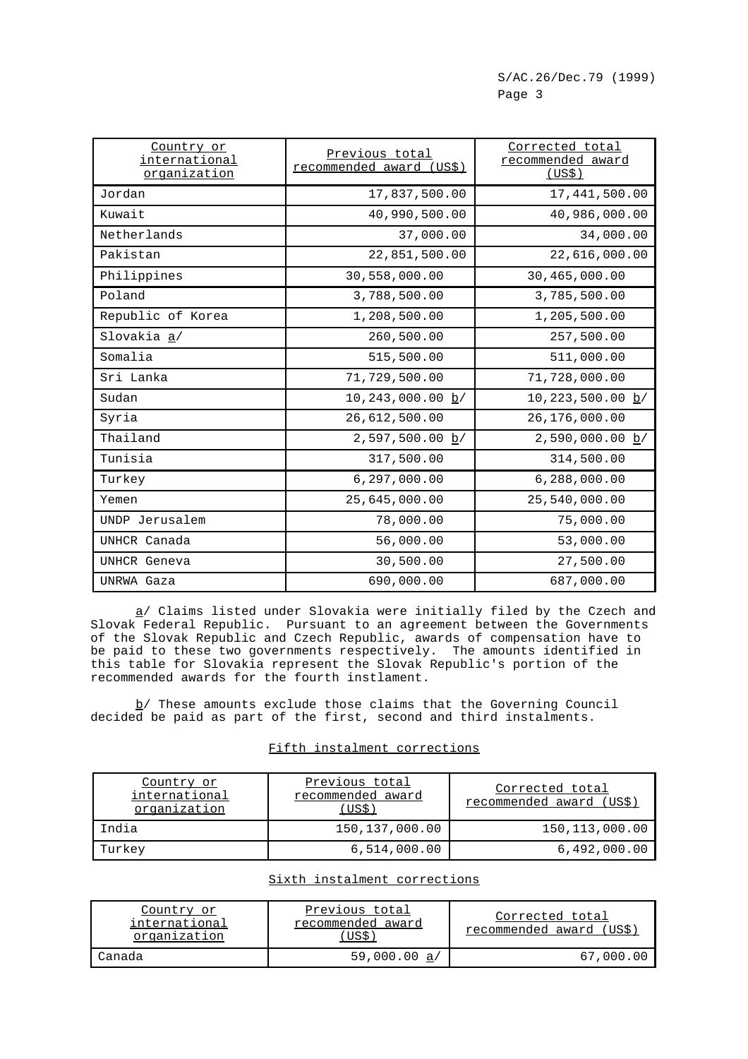| Country or international organization | Previous total recommended award (US$) | Corrected total recommended award (US$) |
|---|---|---|
| Jordan | 17,837,500.00 | 17,441,500.00 |
| Kuwait | 40,990,500.00 | 40,986,000.00 |
| Netherlands | 37,000.00 | 34,000.00 |
| Pakistan | 22,851,500.00 | 22,616,000.00 |
| Philippines | 30,558,000.00 | 30,465,000.00 |
| Poland | 3,788,500.00 | 3,785,500.00 |
| Republic of Korea | 1,208,500.00 | 1,205,500.00 |
| Slovakia a/ | 260,500.00 | 257,500.00 |
| Somalia | 515,500.00 | 511,000.00 |
| Sri Lanka | 71,729,500.00 | 71,728,000.00 |
| Sudan | 10,243,000.00 b/ | 10,223,500.00 b/ |
| Syria | 26,612,500.00 | 26,176,000.00 |
| Thailand | 2,597,500.00 b/ | 2,590,000.00 b/ |
| Tunisia | 317,500.00 | 314,500.00 |
| Turkey | 6,297,000.00 | 6,288,000.00 |
| Yemen | 25,645,000.00 | 25,540,000.00 |
| UNDP Jerusalem | 78,000.00 | 75,000.00 |
| UNHCR Canada | 56,000.00 | 53,000.00 |
| UNHCR Geneva | 30,500.00 | 27,500.00 |
| UNRWA Gaza | 690,000.00 | 687,000.00 |

a/ Claims listed under Slovakia were initially filed by the Czech and Slovak Federal Republic. Pursuant to an agreement between the Governments of the Slovak Republic and Czech Republic, awards of compensation have to be paid to these two governments respectively. The amounts identified in this table for Slovakia represent the Slovak Republic's portion of the recommended awards for the fourth instlament.

b/ These amounts exclude those claims that the Governing Council decided be paid as part of the first, second and third instalments.

Fifth instalment corrections

| Country or international organization | Previous total recommended award (US$) | Corrected total recommended award (US$) |
|---|---|---|
| India | 150,137,000.00 | 150,113,000.00 |
| Turkey | 6,514,000.00 | 6,492,000.00 |

Sixth instalment corrections

| Country or international organization | Previous total recommended award (US$) | Corrected total recommended award (US$) |
|---|---|---|
| Canada | 59,000.00 a/ | 67,000.00 |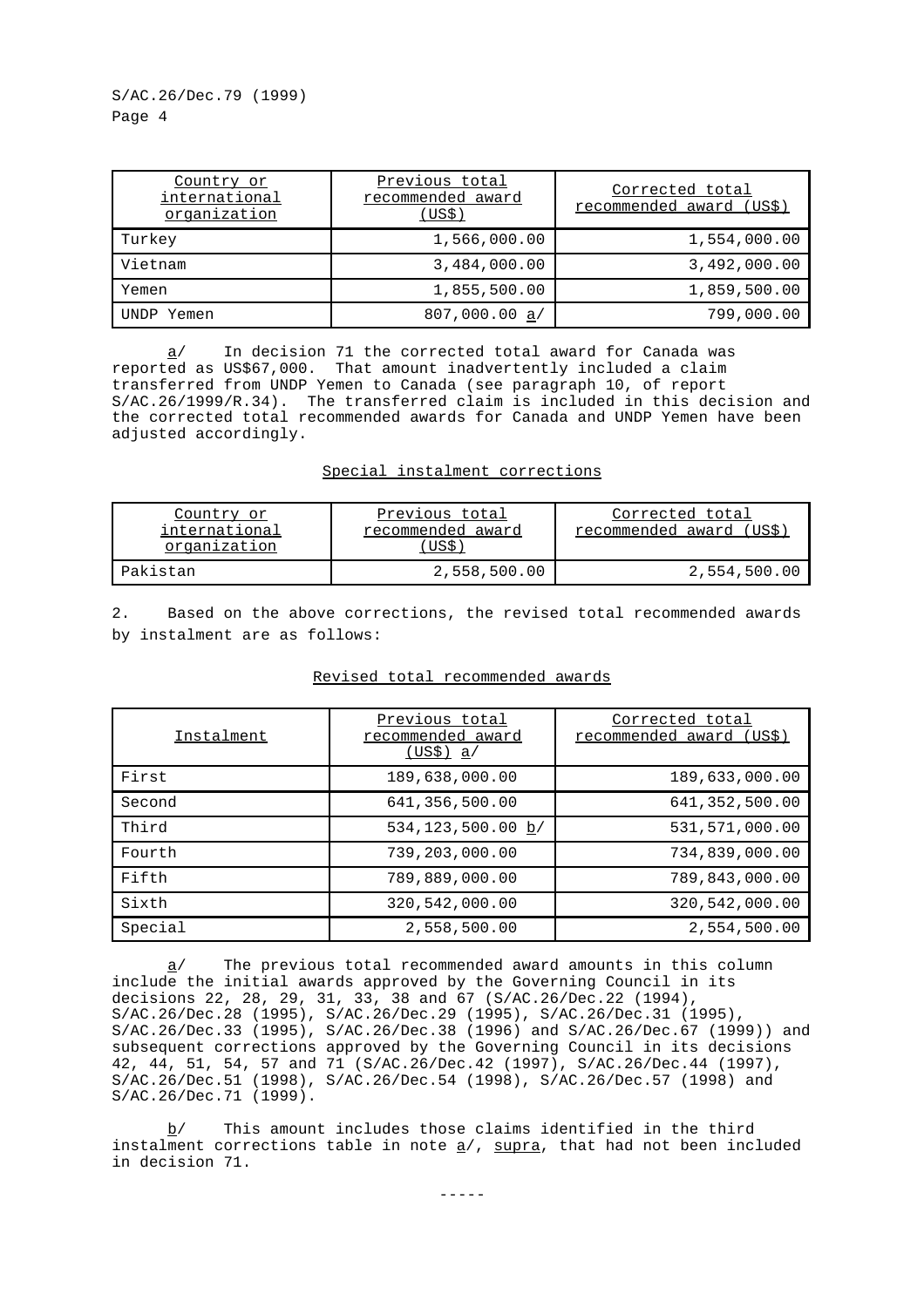| Country or international organization | Previous total recommended award (US$) | Corrected total recommended award (US$) |
|---|---|---|
| Turkey | 1,566,000.00 | 1,554,000.00 |
| Vietnam | 3,484,000.00 | 3,492,000.00 |
| Yemen | 1,855,500.00 | 1,859,500.00 |
| UNDP Yemen | 807,000.00 a/ | 799,000.00 |

a/ In decision 71 the corrected total award for Canada was reported as US$67,000. That amount inadvertently included a claim transferred from UNDP Yemen to Canada (see paragraph 10, of report S/AC.26/1999/R.34). The transferred claim is included in this decision and the corrected total recommended awards for Canada and UNDP Yemen have been adjusted accordingly.

### Special instalment corrections

| Country or international organization | Previous total recommended award (US$) | Corrected total recommended award (US$) |
|---|---|---|
| Pakistan | 2,558,500.00 | 2,554,500.00 |

2. Based on the above corrections, the revised total recommended awards by instalment are as follows:

### Revised total recommended awards

| Instalment | Previous total recommended award (US$) a/ | Corrected total recommended award (US$) |
|---|---|---|
| First | 189,638,000.00 | 189,633,000.00 |
| Second | 641,356,500.00 | 641,352,500.00 |
| Third | 534,123,500.00 b/ | 531,571,000.00 |
| Fourth | 739,203,000.00 | 734,839,000.00 |
| Fifth | 789,889,000.00 | 789,843,000.00 |
| Sixth | 320,542,000.00 | 320,542,000.00 |
| Special | 2,558,500.00 | 2,554,500.00 |

a/ The previous total recommended award amounts in this column include the initial awards approved by the Governing Council in its decisions 22, 28, 29, 31, 33, 38 and 67 (S/AC.26/Dec.22 (1994), S/AC.26/Dec.28 (1995), S/AC.26/Dec.29 (1995), S/AC.26/Dec.31 (1995), S/AC.26/Dec.33 (1995), S/AC.26/Dec.38 (1996) and S/AC.26/Dec.67 (1999)) and subsequent corrections approved by the Governing Council in its decisions 42, 44, 51, 54, 57 and 71 (S/AC.26/Dec.42 (1997), S/AC.26/Dec.44 (1997), S/AC.26/Dec.51 (1998), S/AC.26/Dec.54 (1998), S/AC.26/Dec.57 (1998) and S/AC.26/Dec.71 (1999).

b/ This amount includes those claims identified in the third instalment corrections table in note a/, supra, that had not been included in decision 71.

-----